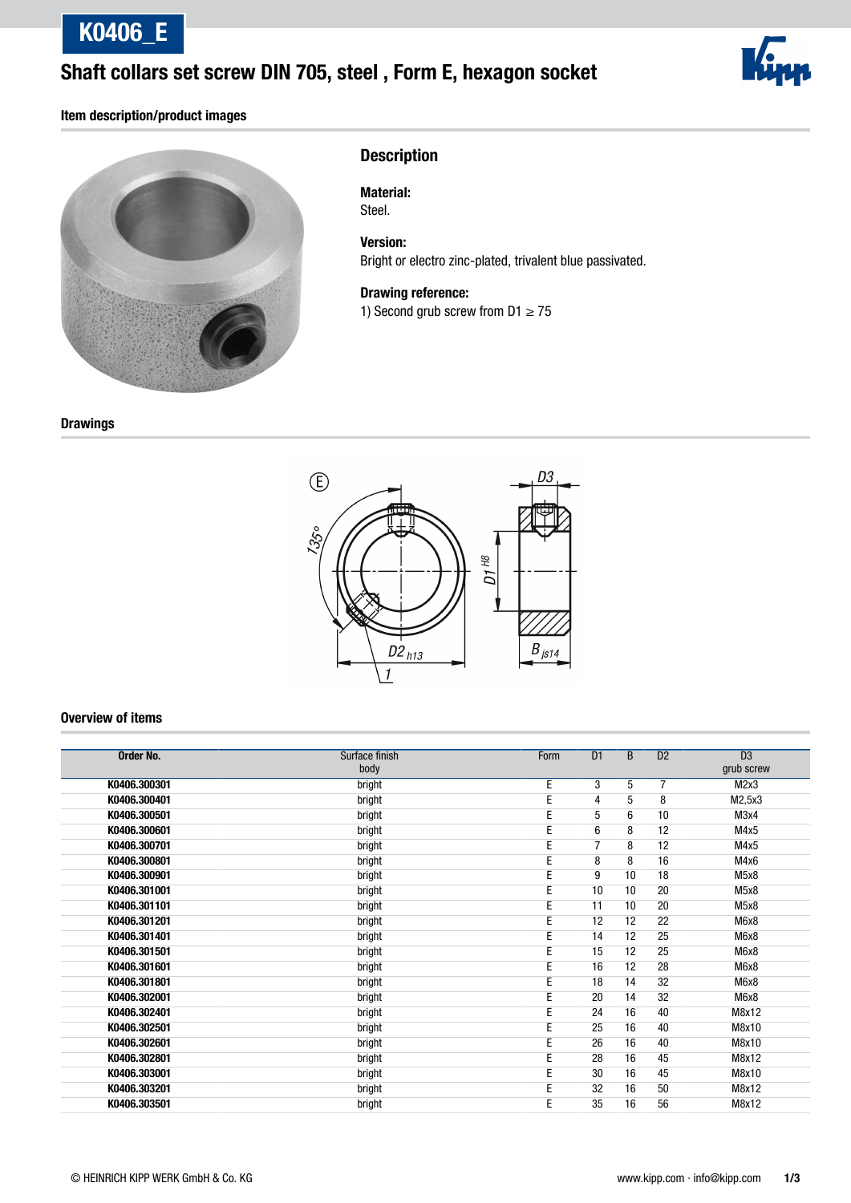# K0406_E

## Shaft collars set screw DIN 705, steel , Form E, hexagon socket

### Item description/product images

### Description

**Material:**
Steel.

**Version:**
Bright or electro zinc-plated, trivalent blue passivated.

**Drawing reference:**
1) Second grub screw from D1 ≥ 75

### Drawings

### Overview of items

| Order No. | Surface finish body | Form | D1 | B | D2 | D3 grub screw |
|---|---|---|---|---|---|---|
| K0406.300301 | bright | E | 3 | 5 | 7 | M2x3 |
| K0406.300401 | bright | E | 4 | 5 | 8 | M2,5x3 |
| K0406.300501 | bright | E | 5 | 6 | 10 | M3x4 |
| K0406.300601 | bright | E | 6 | 8 | 12 | M4x5 |
| K0406.300701 | bright | E | 7 | 8 | 12 | M4x5 |
| K0406.300801 | bright | E | 8 | 8 | 16 | M4x6 |
| K0406.300901 | bright | E | 9 | 10 | 18 | M5x8 |
| K0406.301001 | bright | E | 10 | 10 | 20 | M5x8 |
| K0406.301101 | bright | E | 11 | 10 | 20 | M5x8 |
| K0406.301201 | bright | E | 12 | 12 | 22 | M6x8 |
| K0406.301401 | bright | E | 14 | 12 | 25 | M6x8 |
| K0406.301501 | bright | E | 15 | 12 | 25 | M6x8 |
| K0406.301601 | bright | E | 16 | 12 | 28 | M6x8 |
| K0406.301801 | bright | E | 18 | 14 | 32 | M6x8 |
| K0406.302001 | bright | E | 20 | 14 | 32 | M6x8 |
| K0406.302401 | bright | E | 24 | 16 | 40 | M8x12 |
| K0406.302501 | bright | E | 25 | 16 | 40 | M8x10 |
| K0406.302601 | bright | E | 26 | 16 | 40 | M8x10 |
| K0406.302801 | bright | E | 28 | 16 | 45 | M8x12 |
| K0406.303001 | bright | E | 30 | 16 | 45 | M8x10 |
| K0406.303201 | bright | E | 32 | 16 | 50 | M8x12 |
| K0406.303501 | bright | E | 35 | 16 | 56 | M8x12 |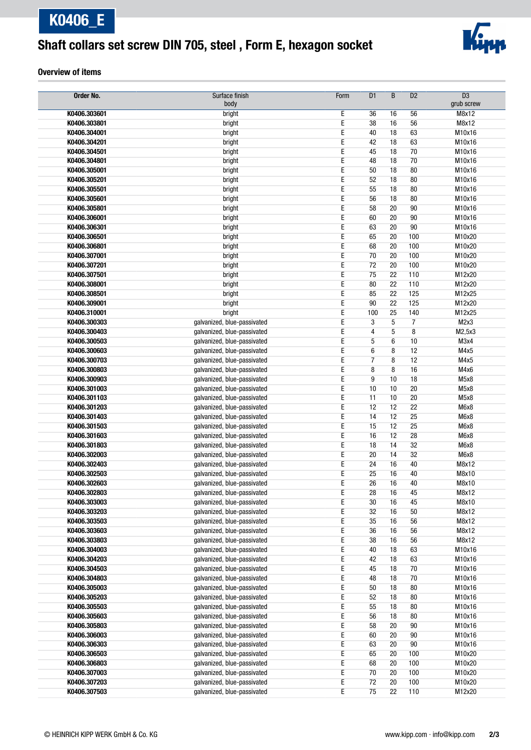# K0406_E

## Shaft collars set screw DIN 705, steel , Form E, hexagon socket

### Overview of items

| Order No. | Surface finish body | Form | D1 | B | D2 | D3 grub screw |
|---|---|---|---|---|---|---|
| K0406.303601 | bright | E | 36 | 16 | 56 | M8x12 |
| K0406.303801 | bright | E | 38 | 16 | 56 | M8x12 |
| K0406.304001 | bright | E | 40 | 18 | 63 | M10x16 |
| K0406.304201 | bright | E | 42 | 18 | 63 | M10x16 |
| K0406.304501 | bright | E | 45 | 18 | 70 | M10x16 |
| K0406.304801 | bright | E | 48 | 18 | 70 | M10x16 |
| K0406.305001 | bright | E | 50 | 18 | 80 | M10x16 |
| K0406.305201 | bright | E | 52 | 18 | 80 | M10x16 |
| K0406.305501 | bright | E | 55 | 18 | 80 | M10x16 |
| K0406.305601 | bright | E | 56 | 18 | 80 | M10x16 |
| K0406.305801 | bright | E | 58 | 20 | 90 | M10x16 |
| K0406.306001 | bright | E | 60 | 20 | 90 | M10x16 |
| K0406.306301 | bright | E | 63 | 20 | 90 | M10x16 |
| K0406.306501 | bright | E | 65 | 20 | 100 | M10x20 |
| K0406.306801 | bright | E | 68 | 20 | 100 | M10x20 |
| K0406.307001 | bright | E | 70 | 20 | 100 | M10x20 |
| K0406.307201 | bright | E | 72 | 20 | 100 | M10x20 |
| K0406.307501 | bright | E | 75 | 22 | 110 | M12x20 |
| K0406.308001 | bright | E | 80 | 22 | 110 | M12x20 |
| K0406.308501 | bright | E | 85 | 22 | 125 | M12x25 |
| K0406.309001 | bright | E | 90 | 22 | 125 | M12x20 |
| K0406.310001 | bright | E | 100 | 25 | 140 | M12x25 |
| K0406.300303 | galvanized, blue-passivated | E | 3 | 5 | 7 | M2x3 |
| K0406.300403 | galvanized, blue-passivated | E | 4 | 5 | 8 | M2,5x3 |
| K0406.300503 | galvanized, blue-passivated | E | 5 | 6 | 10 | M3x4 |
| K0406.300603 | galvanized, blue-passivated | E | 6 | 8 | 12 | M4x5 |
| K0406.300703 | galvanized, blue-passivated | E | 7 | 8 | 12 | M4x5 |
| K0406.300803 | galvanized, blue-passivated | E | 8 | 8 | 16 | M4x6 |
| K0406.300903 | galvanized, blue-passivated | E | 9 | 10 | 18 | M5x8 |
| K0406.301003 | galvanized, blue-passivated | E | 10 | 10 | 20 | M5x8 |
| K0406.301103 | galvanized, blue-passivated | E | 11 | 10 | 20 | M5x8 |
| K0406.301203 | galvanized, blue-passivated | E | 12 | 12 | 22 | M6x8 |
| K0406.301403 | galvanized, blue-passivated | E | 14 | 12 | 25 | M6x8 |
| K0406.301503 | galvanized, blue-passivated | E | 15 | 12 | 25 | M6x8 |
| K0406.301603 | galvanized, blue-passivated | E | 16 | 12 | 28 | M6x8 |
| K0406.301803 | galvanized, blue-passivated | E | 18 | 14 | 32 | M6x8 |
| K0406.302003 | galvanized, blue-passivated | E | 20 | 14 | 32 | M6x8 |
| K0406.302403 | galvanized, blue-passivated | E | 24 | 16 | 40 | M8x12 |
| K0406.302503 | galvanized, blue-passivated | E | 25 | 16 | 40 | M8x10 |
| K0406.302603 | galvanized, blue-passivated | E | 26 | 16 | 40 | M8x10 |
| K0406.302803 | galvanized, blue-passivated | E | 28 | 16 | 45 | M8x12 |
| K0406.303003 | galvanized, blue-passivated | E | 30 | 16 | 45 | M8x10 |
| K0406.303203 | galvanized, blue-passivated | E | 32 | 16 | 50 | M8x12 |
| K0406.303503 | galvanized, blue-passivated | E | 35 | 16 | 56 | M8x12 |
| K0406.303603 | galvanized, blue-passivated | E | 36 | 16 | 56 | M8x12 |
| K0406.303803 | galvanized, blue-passivated | E | 38 | 16 | 56 | M8x12 |
| K0406.304003 | galvanized, blue-passivated | E | 40 | 18 | 63 | M10x16 |
| K0406.304203 | galvanized, blue-passivated | E | 42 | 18 | 63 | M10x16 |
| K0406.304503 | galvanized, blue-passivated | E | 45 | 18 | 70 | M10x16 |
| K0406.304803 | galvanized, blue-passivated | E | 48 | 18 | 70 | M10x16 |
| K0406.305003 | galvanized, blue-passivated | E | 50 | 18 | 80 | M10x16 |
| K0406.305203 | galvanized, blue-passivated | E | 52 | 18 | 80 | M10x16 |
| K0406.305503 | galvanized, blue-passivated | E | 55 | 18 | 80 | M10x16 |
| K0406.305603 | galvanized, blue-passivated | E | 56 | 18 | 80 | M10x16 |
| K0406.305803 | galvanized, blue-passivated | E | 58 | 20 | 90 | M10x16 |
| K0406.306003 | galvanized, blue-passivated | E | 60 | 20 | 90 | M10x16 |
| K0406.306303 | galvanized, blue-passivated | E | 63 | 20 | 90 | M10x16 |
| K0406.306503 | galvanized, blue-passivated | E | 65 | 20 | 100 | M10x20 |
| K0406.306803 | galvanized, blue-passivated | E | 68 | 20 | 100 | M10x20 |
| K0406.307003 | galvanized, blue-passivated | E | 70 | 20 | 100 | M10x20 |
| K0406.307203 | galvanized, blue-passivated | E | 72 | 20 | 100 | M10x20 |
| K0406.307503 | galvanized, blue-passivated | E | 75 | 22 | 110 | M12x20 |

© HEINRICH KIPP WERK GmbH & Co. KG www.kipp.com · info@kipp.com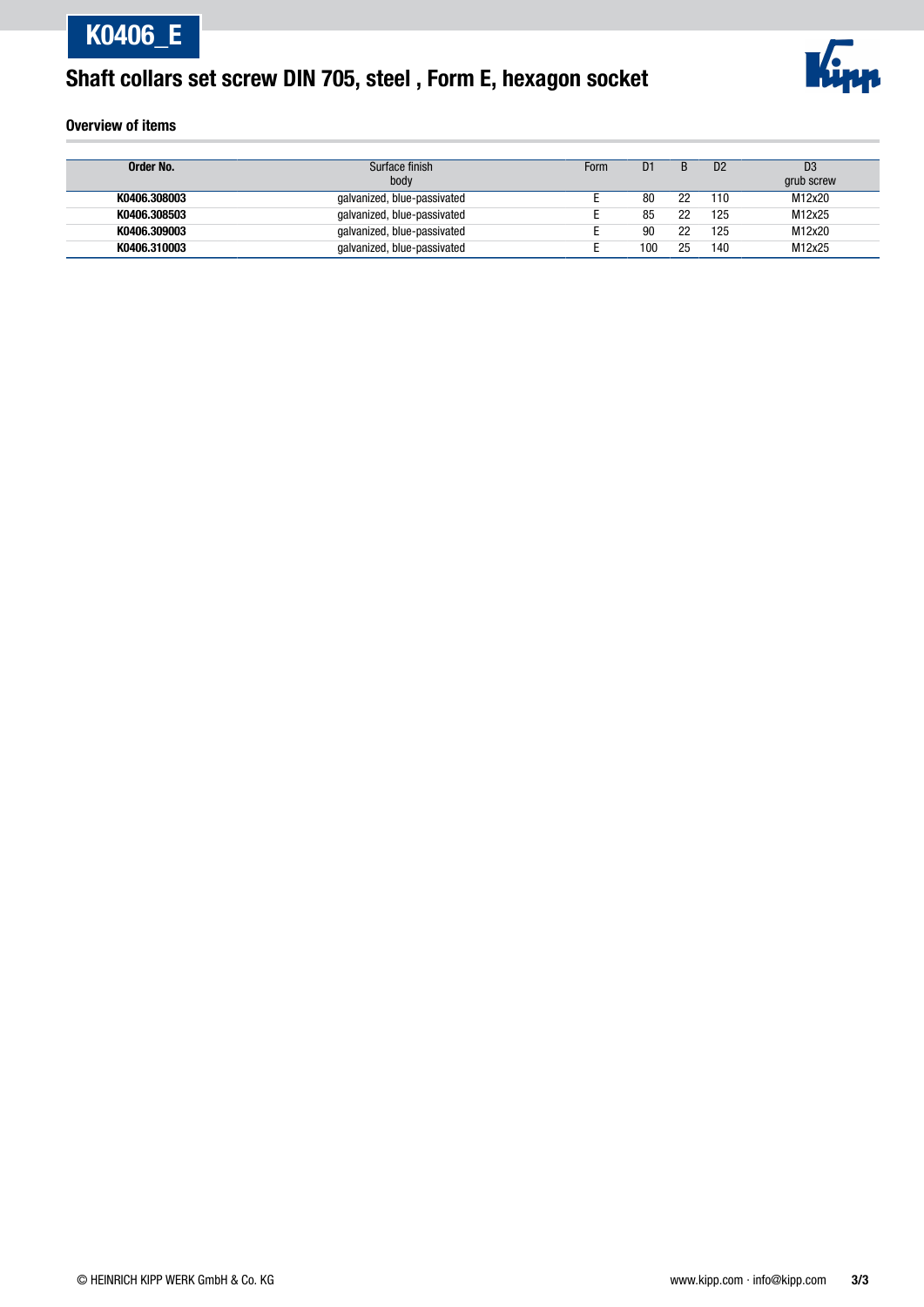# K0406_E

## Shaft collars set screw DIN 705, steel , Form E, hexagon socket

### Overview of items

| Order No. | Surface finish body | Form | D1 | B | D2 | D3 grub screw |
|---|---|---|---|---|---|---|
| **K0406.308003** | galvanized, blue-passivated | E | 80 | 22 | 110 | M12x20 |
| **K0406.308503** | galvanized, blue-passivated | E | 85 | 22 | 125 | M12x25 |
| **K0406.309003** | galvanized, blue-passivated | E | 90 | 22 | 125 | M12x20 |
| **K0406.310003** | galvanized, blue-passivated | E | 100 | 25 | 140 | M12x25 |